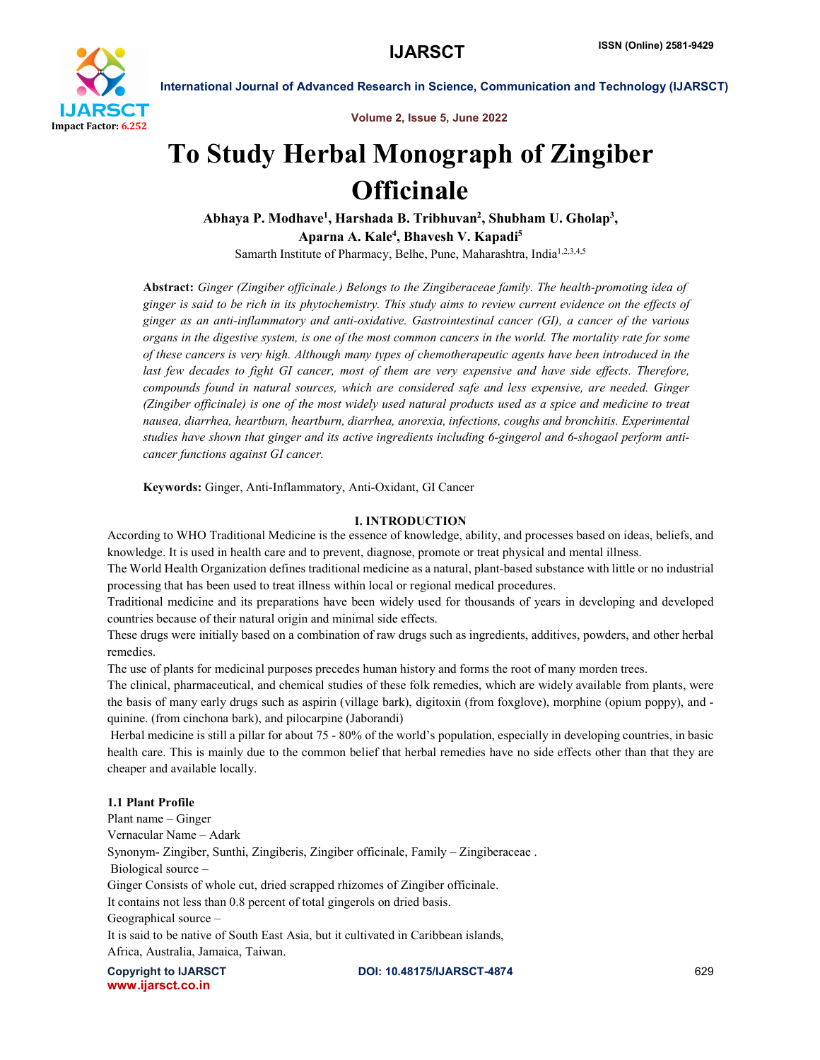# To Study Herbal Monograph of Zingiber Officinale

**Abhaya P. Modhave[1], Harshada B. Tribhuvan[2], Shubham U. Gholap[3], Aparna A. Kale[4], Bhavesh V. Kapadi[5]**

Samarth Institute of Pharmacy, Belhe, Pune, Maharashtra, India[1,2,3,4,5]

**Abstract:** *Ginger (Zingiber officinale.) Belongs to the Zingiberaceae family. The health-promoting idea of ginger is said to be rich in its phytochemistry. This study aims to review current evidence on the effects of ginger as an anti-inflammatory and anti-oxidative. Gastrointestinal cancer (GI), a cancer of the various organs in the digestive system, is one of the most common cancers in the world. The mortality rate for some of these cancers is very high. Although many types of chemotherapeutic agents have been introduced in the last few decades to fight GI cancer, most of them are very expensive and have side effects. Therefore, compounds found in natural sources, which are considered safe and less expensive, are needed. Ginger (Zingiber officinale) is one of the most widely used natural products used as a spice and medicine to treat nausea, diarrhea, heartburn, heartburn, diarrhea, anorexia, infections, coughs and bronchitis. Experimental studies have shown that ginger and its active ingredients including 6-gingerol and 6-shogaol perform anti-cancer functions against GI cancer.*

**Keywords:** Ginger, Anti-Inflammatory, Anti-Oxidant, GI Cancer

## I. INTRODUCTION

According to WHO Traditional Medicine is the essence of knowledge, ability, and processes based on ideas, beliefs, and knowledge. It is used in health care and to prevent, diagnose, promote or treat physical and mental illness.

The World Health Organization defines traditional medicine as a natural, plant-based substance with little or no industrial processing that has been used to treat illness within local or regional medical procedures.

Traditional medicine and its preparations have been widely used for thousands of years in developing and developed countries because of their natural origin and minimal side effects.

These drugs were initially based on a combination of raw drugs such as ingredients, additives, powders, and other herbal remedies.

The use of plants for medicinal purposes precedes human history and forms the root of many morden trees.

The clinical, pharmaceutical, and chemical studies of these folk remedies, which are widely available from plants, were the basis of many early drugs such as aspirin (village bark), digitoxin (from foxglove), morphine (opium poppy), and - quinine. (from cinchona bark), and pilocarpine (Jaborandi)

Herbal medicine is still a pillar for about 75 - 80% of the world's population, especially in developing countries, in basic health care. This is mainly due to the common belief that herbal remedies have no side effects other than that they are cheaper and available locally.

### 1.1 Plant Profile

Plant name – Ginger

Vernacular Name – Adark

Synonym- Zingiber, Sunthi, Zingiberis, Zingiber officinale, Family – Zingiberaceae .

Biological source –

Ginger Consists of whole cut, dried scrapped rhizomes of Zingiber officinale.

It contains not less than 0.8 percent of total gingerols on dried basis.

Geographical source –

It is said to be native of South East Asia, but it cultivated in Caribbean islands, Africa, Australia, Jamaica, Taiwan.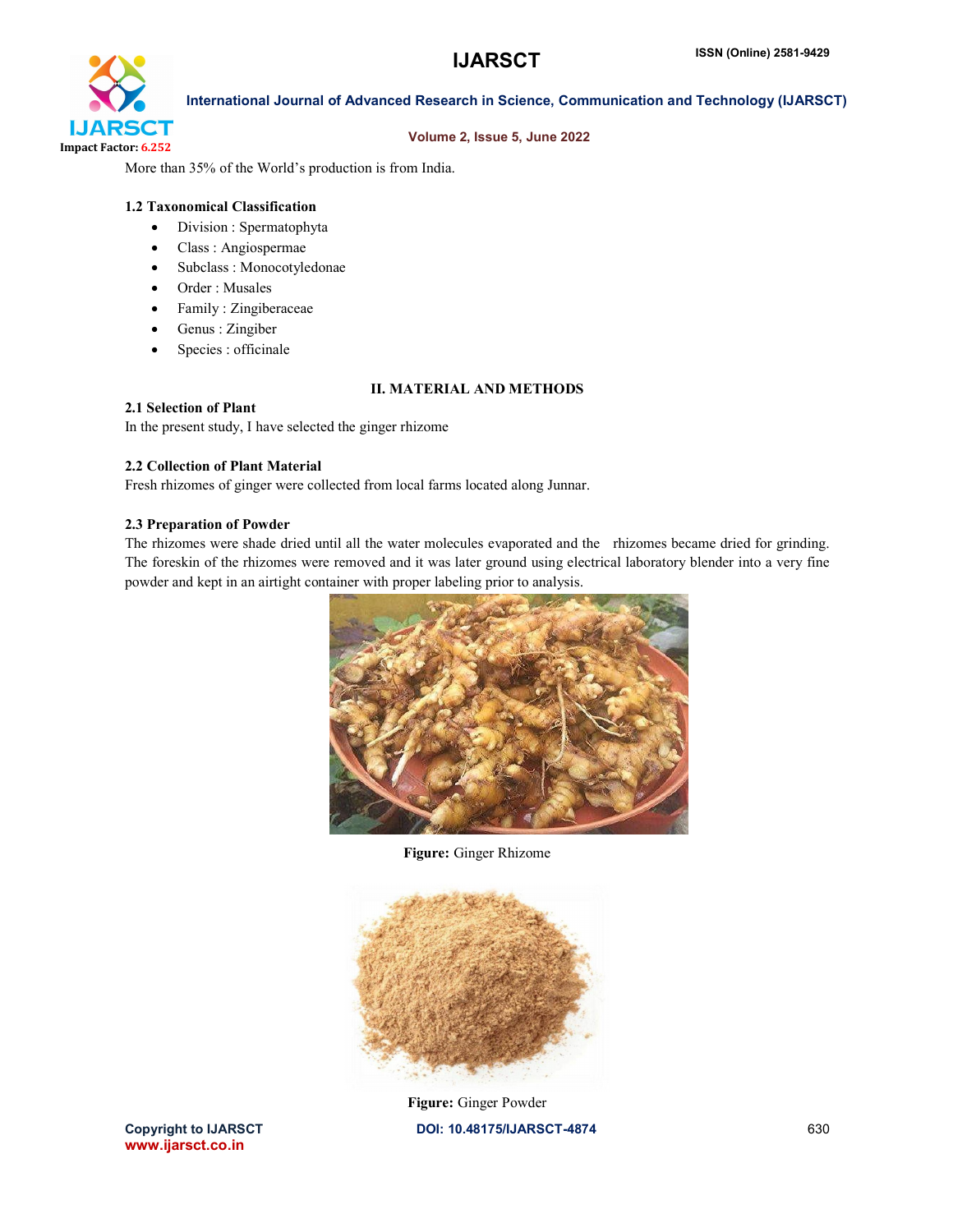More than 35% of the World's production is from India.

### 1.2 Taxonomical Classification

- Division : Spermatophyta
- Class : Angiospermae
- Subclass : Monocotyledonae
- Order : Musales
- Family : Zingiberaceae
- Genus : Zingiber
- Species : officinale

## II. MATERIAL AND METHODS

### 2.1 Selection of Plant

In the present study, I have selected the ginger rhizome

### 2.2 Collection of Plant Material

Fresh rhizomes of ginger were collected from local farms located along Junnar.

### 2.3 Preparation of Powder

The rhizomes were shade dried until all the water molecules evaporated and the rhizomes became dried for grinding. The foreskin of the rhizomes were removed and it was later ground using electrical laboratory blender into a very fine powder and kept in an airtight container with proper labeling prior to analysis.

**Figure:** Ginger Rhizome

**Figure:** Ginger Powder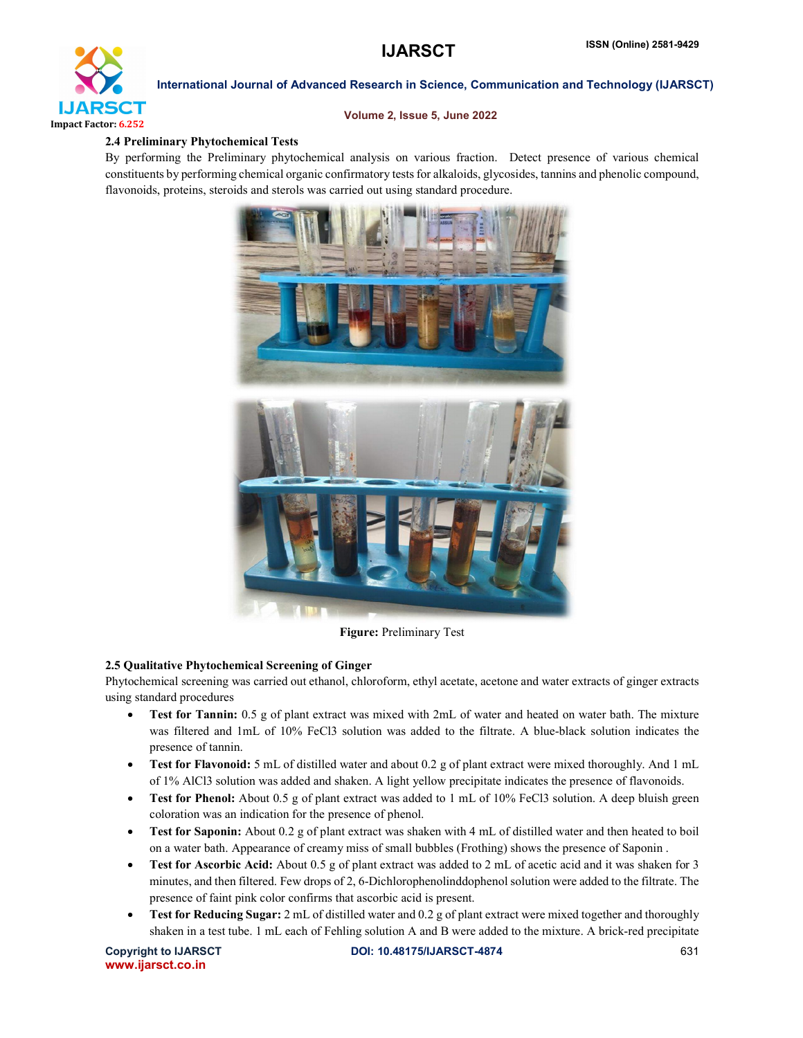### 2.4 Preliminary Phytochemical Tests

By performing the Preliminary phytochemical analysis on various fraction. Detect presence of various chemical constituents by performing chemical organic confirmatory tests for alkaloids, glycosides, tannins and phenolic compound, flavonoids, proteins, steroids and sterols was carried out using standard procedure.

**Figure:** Preliminary Test

### 2.5 Qualitative Phytochemical Screening of Ginger

Phytochemical screening was carried out ethanol, chloroform, ethyl acetate, acetone and water extracts of ginger extracts using standard procedures

- **Test for Tannin:** 0.5 g of plant extract was mixed with 2mL of water and heated on water bath. The mixture was filtered and 1mL of 10% $FeCl_3$ solution was added to the filtrate. A blue-black solution indicates the presence of tannin.
- **Test for Flavonoid:** 5 mL of distilled water and about 0.2 g of plant extract were mixed thoroughly. And 1 mL of 1% $AlCl_3$ solution was added and shaken. A light yellow precipitate indicates the presence of flavonoids.
- **Test for Phenol:** About 0.5 g of plant extract was added to 1 mL of 10% $FeCl_3$ solution. A deep bluish green coloration was an indication for the presence of phenol.
- **Test for Saponin:** About 0.2 g of plant extract was shaken with 4 mL of distilled water and then heated to boil on a water bath. Appearance of creamy miss of small bubbles (Frothing) shows the presence of Saponin .
- **Test for Ascorbic Acid:** About 0.5 g of plant extract was added to 2 mL of acetic acid and it was shaken for 3 minutes, and then filtered. Few drops of 2, 6-Dichlorophenolinddophenol solution were added to the filtrate. The presence of faint pink color confirms that ascorbic acid is present.
- **Test for Reducing Sugar:** 2 mL of distilled water and 0.2 g of plant extract were mixed together and thoroughly shaken in a test tube. 1 mL each of Fehling solution A and B were added to the mixture. A brick-red precipitate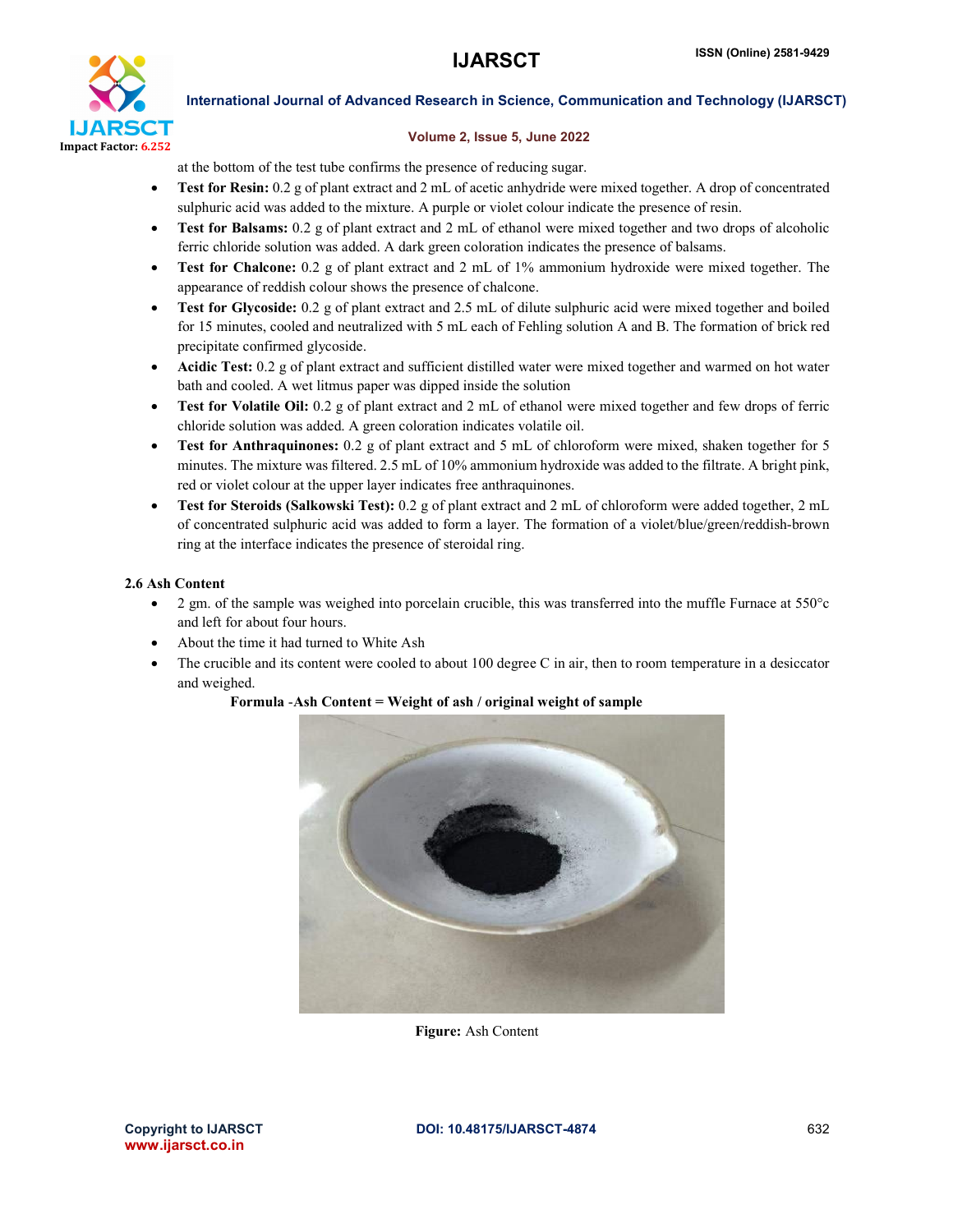at the bottom of the test tube confirms the presence of reducing sugar.

- **Test for Resin:** 0.2 g of plant extract and 2 mL of acetic anhydride were mixed together. A drop of concentrated sulphuric acid was added to the mixture. A purple or violet colour indicate the presence of resin.
- **Test for Balsams:** 0.2 g of plant extract and 2 mL of ethanol were mixed together and two drops of alcoholic ferric chloride solution was added. A dark green coloration indicates the presence of balsams.
- **Test for Chalcone:** 0.2 g of plant extract and 2 mL of 1% ammonium hydroxide were mixed together. The appearance of reddish colour shows the presence of chalcone.
- **Test for Glycoside:** 0.2 g of plant extract and 2.5 mL of dilute sulphuric acid were mixed together and boiled for 15 minutes, cooled and neutralized with 5 mL each of Fehling solution A and B. The formation of brick red precipitate confirmed glycoside.
- **Acidic Test:** 0.2 g of plant extract and sufficient distilled water were mixed together and warmed on hot water bath and cooled. A wet litmus paper was dipped inside the solution
- **Test for Volatile Oil:** 0.2 g of plant extract and 2 mL of ethanol were mixed together and few drops of ferric chloride solution was added. A green coloration indicates volatile oil.
- **Test for Anthraquinones:** 0.2 g of plant extract and 5 mL of chloroform were mixed, shaken together for 5 minutes. The mixture was filtered. 2.5 mL of 10% ammonium hydroxide was added to the filtrate. A bright pink, red or violet colour at the upper layer indicates free anthraquinones.
- **Test for Steroids (Salkowski Test):** 0.2 g of plant extract and 2 mL of chloroform were added together, 2 mL of concentrated sulphuric acid was added to form a layer. The formation of a violet/blue/green/reddish-brown ring at the interface indicates the presence of steroidal ring.

### 2.6 Ash Content

- 2 gm. of the sample was weighed into porcelain crucible, this was transferred into the muffle Furnace at 550°c and left for about four hours.
- About the time it had turned to White Ash
- The crucible and its content were cooled to about 100 degree C in air, then to room temperature in a desiccator and weighed.

**Formula -Ash Content = Weight of ash / original weight of sample**

**Figure:** Ash Content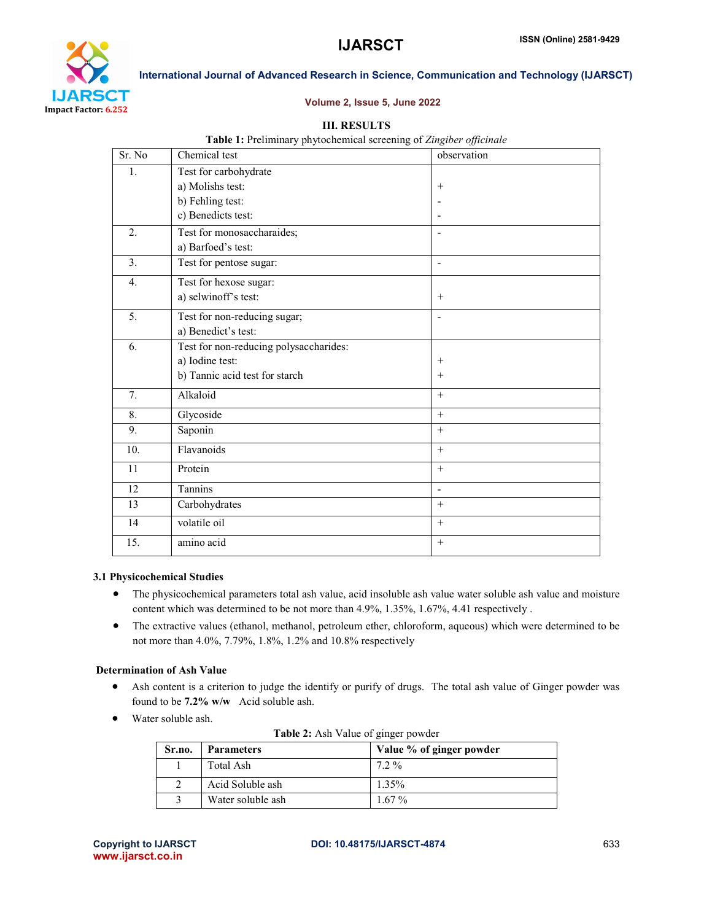## III. RESULTS

**Table 1:** Preliminary phytochemical screening of *Zingiber officinale*

| Sr. No | Chemical test | observation |
|---|---|---|
| 1. | Test for carbohydrate<br>a) Molishs test:<br>b) Fehling test:<br>c) Benedicts test: | <br>+<br>-<br>- |
| 2. | Test for monosaccharaides;<br>a) Barfoed's test: | - |
| 3. | Test for pentose sugar: | - |
| 4. | Test for hexose sugar:<br>a) selwinoff's test: | <br>+ |
| 5. | Test for non-reducing sugar;<br>a) Benedict's test: | - |
| 6. | Test for non-reducing polysaccharides:<br>a) Iodine test:<br>b) Tannic acid test for starch | <br>+<br>+ |
| 7. | Alkaloid | + |
| 8. | Glycoside | + |
| 9. | Saponin | + |
| 10. | Flavanoids | + |
| 11 | Protein | + |
| 12 | Tannins | - |
| 13 | Carbohydrates | + |
| 14 | volatile oil | + |
| 15. | amino acid | + |

### 3.1 Physicochemical Studies

- The physicochemical parameters total ash value, acid insoluble ash value water soluble ash value and moisture content which was determined to be not more than 4.9%, 1.35%, 1.67%, 4.41 respectively .
- The extractive values (ethanol, methanol, petroleum ether, chloroform, aqueous) which were determined to be not more than 4.0%, 7.79%, 1.8%, 1.2% and 10.8% respectively

### Determination of Ash Value

- Ash content is a criterion to judge the identify or purify of drugs. The total ash value of Ginger powder was found to be **7.2% w/w** Acid soluble ash.
- Water soluble ash.

**Table 2:** Ash Value of ginger powder

| **Sr.no.** | **Parameters** | **Value % of ginger powder** |
|---|---|---|
| 1 | Total Ash | 7.2 % |
| 2 | Acid Soluble ash | 1.35% |
| 3 | Water soluble ash | 1.67 % |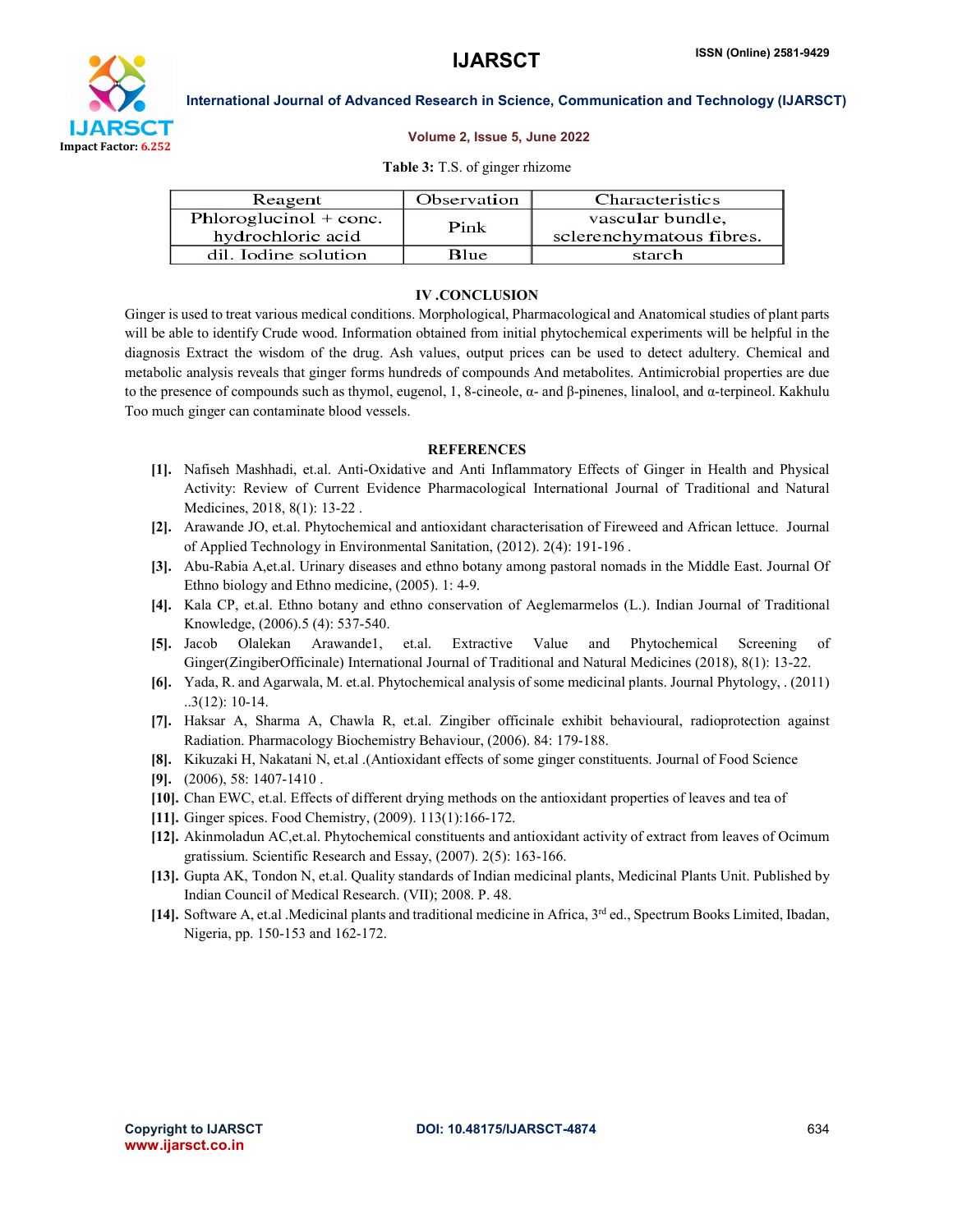**Table 3:** T.S. of ginger rhizome

| Reagent | Observation | Characteristics |
| --- | --- | --- |
| Phloroglucinol + conc. hydrochloric acid | Pink | vascular bundle, sclerenchymatous fibres. |
| dil. Iodine solution | Blue | starch |

## IV .CONCLUSION

Ginger is used to treat various medical conditions. Morphological, Pharmacological and Anatomical studies of plant parts will be able to identify Crude wood. Information obtained from initial phytochemical experiments will be helpful in the diagnosis Extract the wisdom of the drug. Ash values, output prices can be used to detect adultery. Chemical and metabolic analysis reveals that ginger forms hundreds of compounds And metabolites. Antimicrobial properties are due to the presence of compounds such as thymol, eugenol, 1, 8-cineole, α- and β-pinenes, linalool, and α-terpineol. Kakhulu Too much ginger can contaminate blood vessels.

## REFERENCES

- **[1].** Nafiseh Mashhadi, et.al. Anti-Oxidative and Anti Inflammatory Effects of Ginger in Health and Physical Activity: Review of Current Evidence Pharmacological International Journal of Traditional and Natural Medicines, 2018, 8(1): 13-22 .
- **[2].** Arawande JO, et.al. Phytochemical and antioxidant characterisation of Fireweed and African lettuce. Journal of Applied Technology in Environmental Sanitation, (2012). 2(4): 191-196 .
- **[3].** Abu-Rabia A,et.al. Urinary diseases and ethno botany among pastoral nomads in the Middle East. Journal Of Ethno biology and Ethno medicine, (2005). 1: 4-9.
- **[4].** Kala CP, et.al. Ethno botany and ethno conservation of Aeglemarmelos (L.). Indian Journal of Traditional Knowledge, (2006).5 (4): 537-540.
- **[5].** Jacob Olalekan Arawande1, et.al. Extractive Value and Phytochemical Screening of Ginger(ZingiberOfficinale) International Journal of Traditional and Natural Medicines (2018), 8(1): 13-22.
- **[6].** Yada, R. and Agarwala, M. et.al. Phytochemical analysis of some medicinal plants. Journal Phytology, . (2011) ..3(12): 10-14.
- **[7].** Haksar A, Sharma A, Chawla R, et.al. Zingiber officinale exhibit behavioural, radioprotection against Radiation. Pharmacology Biochemistry Behaviour, (2006). 84: 179-188.
- **[8].** Kikuzaki H, Nakatani N, et.al .(Antioxidant effects of some ginger constituents. Journal of Food Science
- **[9].** (2006), 58: 1407-1410 .
- **[10].** Chan EWC, et.al. Effects of different drying methods on the antioxidant properties of leaves and tea of
- **[11].** Ginger spices. Food Chemistry, (2009). 113(1):166-172.
- **[12].** Akinmoladun AC,et.al. Phytochemical constituents and antioxidant activity of extract from leaves of Ocimum gratissium. Scientific Research and Essay, (2007). 2(5): 163-166.
- **[13].** Gupta AK, Tondon N, et.al. Quality standards of Indian medicinal plants, Medicinal Plants Unit. Published by Indian Council of Medical Research. (VII); 2008. P. 48.
- **[14].** Software A, et.al .Medicinal plants and traditional medicine in Africa, 3rd ed., Spectrum Books Limited, Ibadan, Nigeria, pp. 150-153 and 162-172.